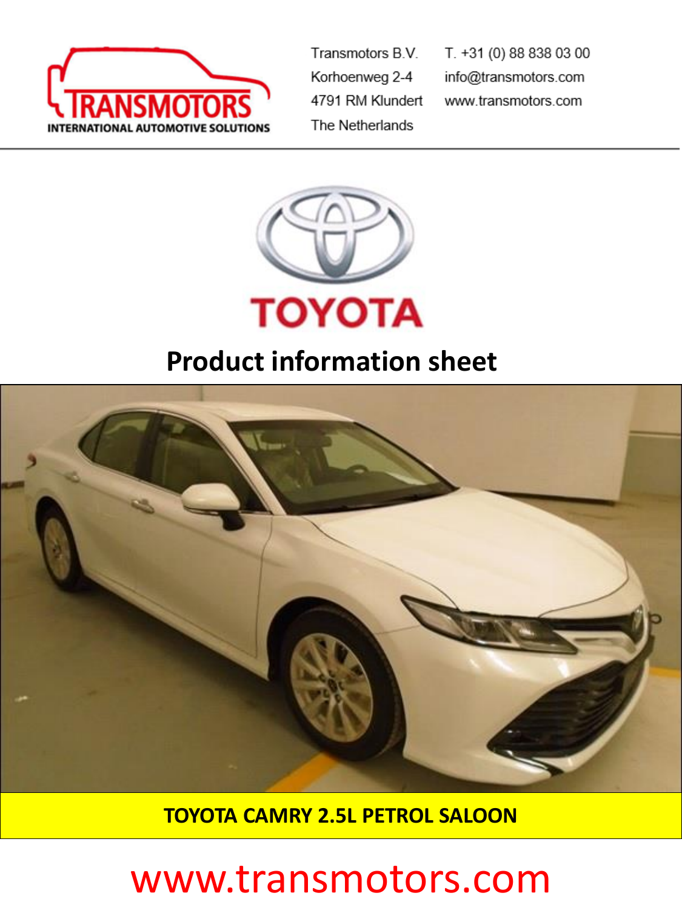Transmotors B.V.
Korhoenweg 2-4
4791 RM Klundert
The Netherlands

T. +31 (0) 88 838 03 00
info@transmotors.com
www.transmotors.com

# Product information sheet

## TOYOTA CAMRY 2.5L PETROL SALOON

www.transmotors.com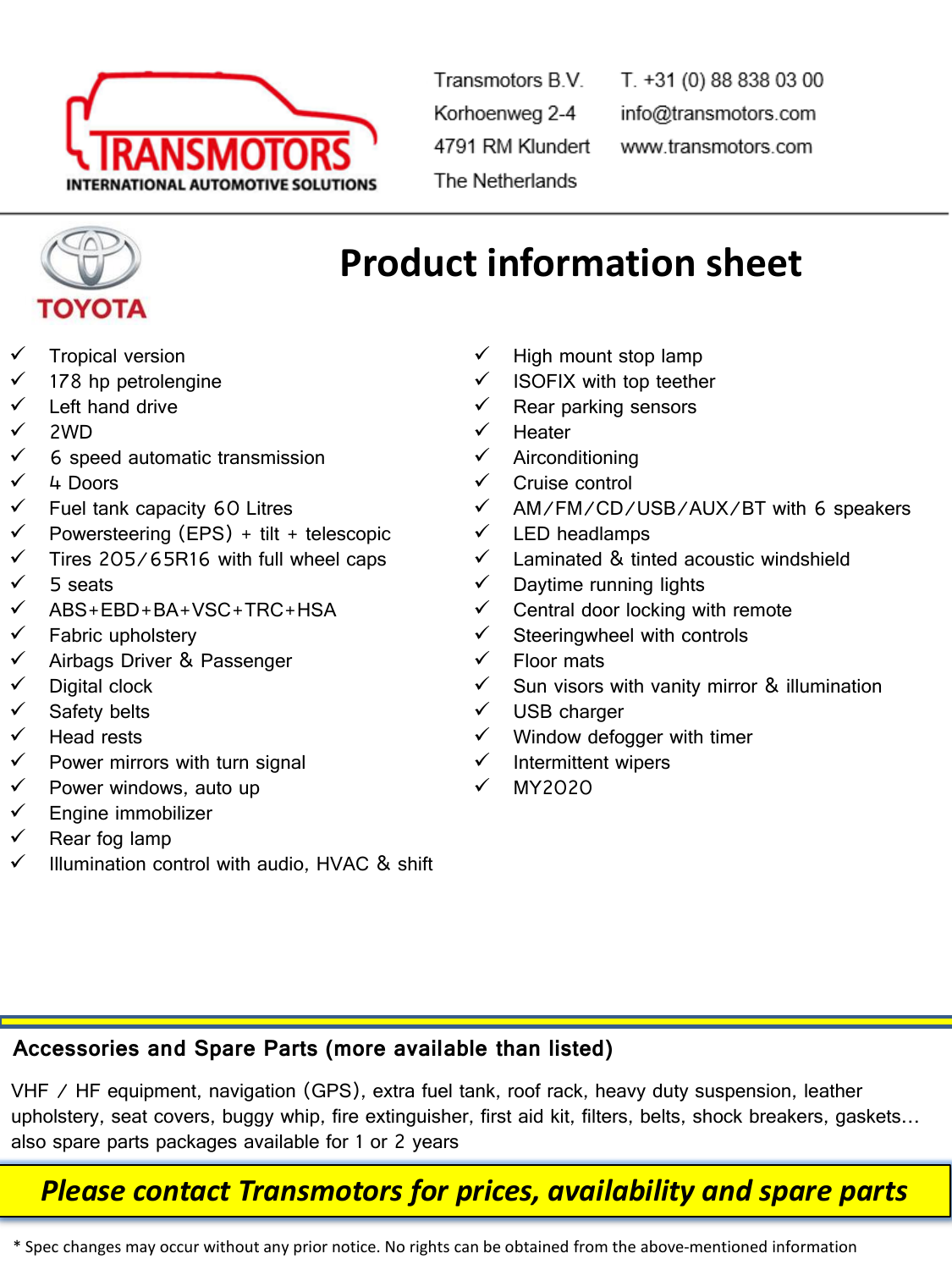TRANSMOTORS
INTERNATIONAL AUTOMOTIVE SOLUTIONS

Transmotors B.V.
Korhoenweg 2-4
4791 RM Klundert
The Netherlands

T. +31 (0) 88 838 03 00
info@transmotors.com
www.transmotors.com

TOYOTA

# Product information sheet

- ✓ Tropical version
- ✓ 178 hp petrolengine
- ✓ Left hand drive
- ✓ 2WD
- ✓ 6 speed automatic transmission
- ✓ 4 Doors
- ✓ Fuel tank capacity 60 Litres
- ✓ Powersteering (EPS) + tilt + telescopic
- ✓ Tires 205/65R16 with full wheel caps
- ✓ 5 seats
- ✓ ABS+EBD+BA+VSC+TRC+HSA
- ✓ Fabric upholstery
- ✓ Airbags Driver & Passenger
- ✓ Digital clock
- ✓ Safety belts
- ✓ Head rests
- ✓ Power mirrors with turn signal
- ✓ Power windows, auto up
- ✓ Engine immobilizer
- ✓ Rear fog lamp
- ✓ Illumination control with audio, HVAC & shift
- ✓ High mount stop lamp
- ✓ ISOFIX with top teether
- ✓ Rear parking sensors
- ✓ Heater
- ✓ Airconditioning
- ✓ Cruise control
- ✓ AM/FM/CD/USB/AUX/BT with 6 speakers
- ✓ LED headlamps
- ✓ Laminated & tinted acoustic windshield
- ✓ Daytime running lights
- ✓ Central door locking with remote
- ✓ Steeringwheel with controls
- ✓ Floor mats
- ✓ Sun visors with vanity mirror & illumination
- ✓ USB charger
- ✓ Window defogger with timer
- ✓ Intermittent wipers
- ✓ MY2020

## Accessories and Spare Parts (more available than listed)

VHF / HF equipment, navigation (GPS), extra fuel tank, roof rack, heavy duty suspension, leather upholstery, seat covers, buggy whip, fire extinguisher, first aid kit, filters, belts, shock breakers, gaskets… also spare parts packages available for 1 or 2 years

***Please contact Transmotors for prices, availability and spare parts***

* Spec changes may occur without any prior notice. No rights can be obtained from the above-mentioned information